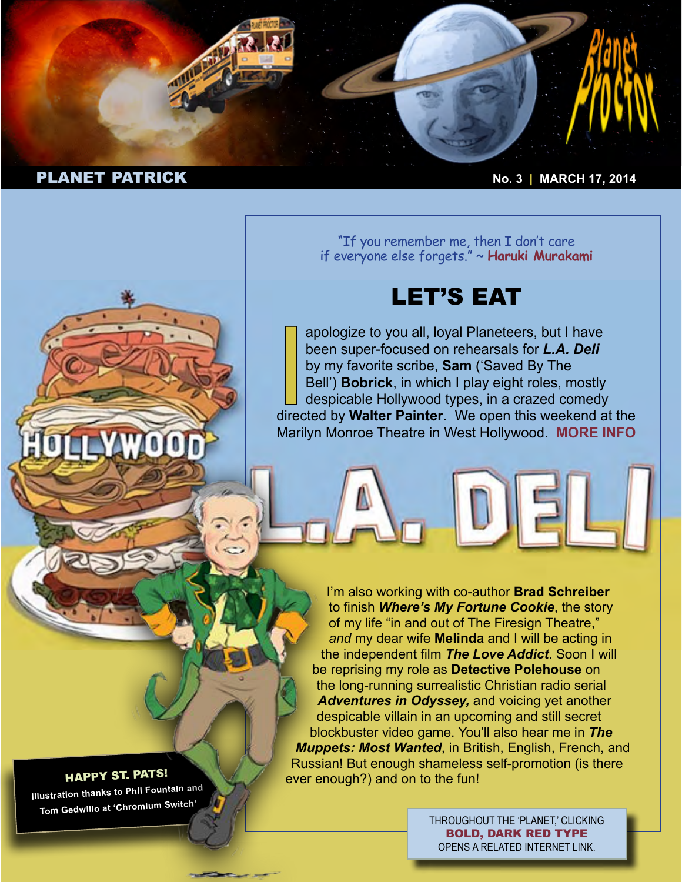# PLANET PATRICK

No. 3 | MARCH 17, 2014

"If you remember me, then I don't care if everyone else forgets." ~ **Haruki Murakami**

## LET'S EAT

I apologize to you all, loyal Planeteers, but I have been super-focused on rehearsals for ***L.A. Deli*** by my favorite scribe, **Sam** ('Saved By The Bell') **Bobrick**, in which I play eight roles, mostly despicable Hollywood types, in a crazed comedy directed by **Walter Painter**. We open this weekend at the Marilyn Monroe Theatre in West Hollywood. **MORE INFO**

I'm also working with co-author **Brad Schreiber** to finish ***Where's My Fortune Cookie***, the story of my life "in and out of The Firesign Theatre," *and* my dear wife **Melinda** and I will be acting in the independent film ***The Love Addict***. Soon I will be reprising my role as **Detective Polehouse** on the long-running surrealistic Christian radio serial ***Adventures in Odyssey,*** and voicing yet another despicable villain in an upcoming and still secret blockbuster video game. You'll also hear me in ***The Muppets: Most Wanted***, in British, English, French, and Russian! But enough shameless self-promotion (is there ever enough?) and on to the fun!

**HAPPY ST. PATS!**
Illustration thanks to Phil Fountain and Tom Gedwillo at 'Chromium Switch'

THROUGHOUT THE 'PLANET,' CLICKING **BOLD, DARK RED TYPE** OPENS A RELATED INTERNET LINK.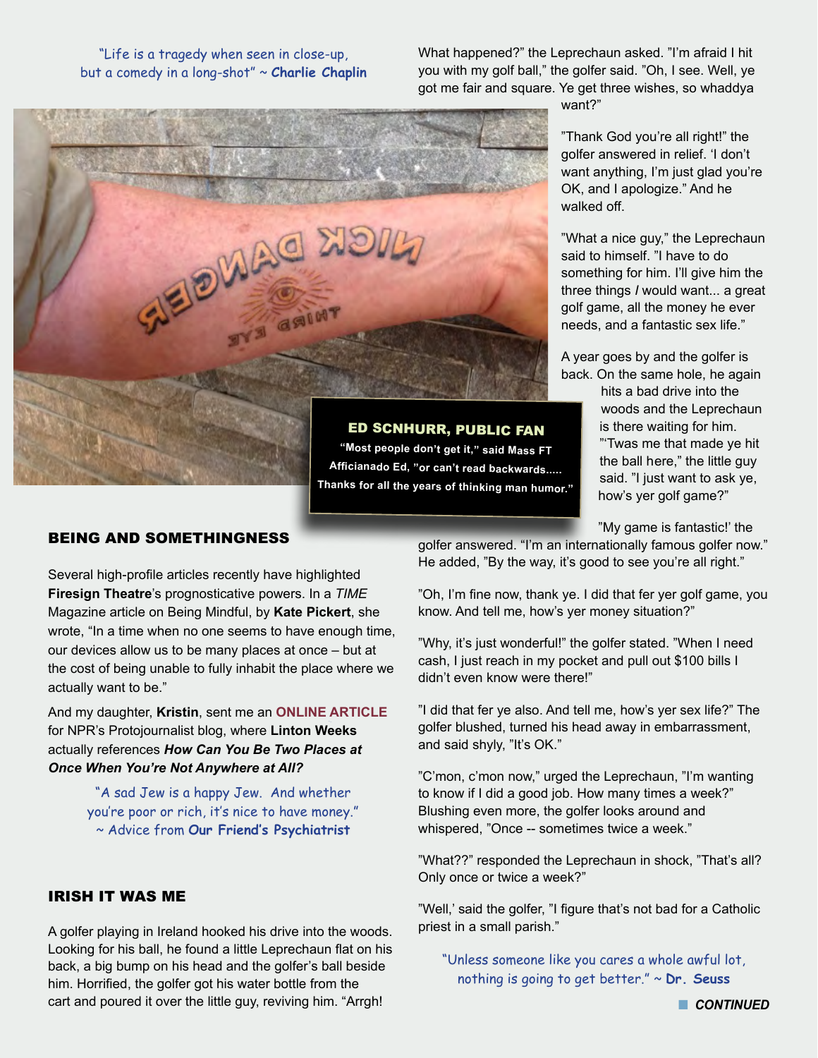"Life is a tragedy when seen in close-up, but a comedy in a long-shot" ~ **Charlie Chaplin**

**ED SCNHURR, PUBLIC FAN**

**"Most people don't get it," said Mass FT Afficianado Ed, "or can't read backwards..... Thanks for all the years of thinking man humor."**

## BEING AND SOMETHINGNESS

Several high-profile articles recently have highlighted **Firesign Theatre**'s prognosticative powers. In a *TIME* Magazine article on Being Mindful, by **Kate Pickert**, she wrote, "In a time when no one seems to have enough time, our devices allow us to be many places at once – but at the cost of being unable to fully inhabit the place where we actually want to be."

And my daughter, **Kristin**, sent me an **ONLINE ARTICLE** for NPR's Protojournalist blog, where **Linton Weeks** actually references ***How Can You Be Two Places at Once When You're Not Anywhere at All?***

"A sad Jew is a happy Jew. And whether you're poor or rich, it's nice to have money." ~ Advice from **Our Friend's Psychiatrist**

## IRISH IT WAS ME

A golfer playing in Ireland hooked his drive into the woods. Looking for his ball, he found a little Leprechaun flat on his back, a big bump on his head and the golfer's ball beside him. Horrified, the golfer got his water bottle from the cart and poured it over the little guy, reviving him. "Arrgh! What happened?" the Leprechaun asked. "I'm afraid I hit you with my golf ball," the golfer said. "Oh, I see. Well, ye got me fair and square. Ye get three wishes, so whaddya want?"

"Thank God you're all right!" the golfer answered in relief. 'I don't want anything, I'm just glad you're OK, and I apologize." And he walked off.

"What a nice guy," the Leprechaun said to himself. "I have to do something for him. I'll give him the three things *I* would want... a great golf game, all the money he ever needs, and a fantastic sex life."

A year goes by and the golfer is back. On the same hole, he again hits a bad drive into the woods and the Leprechaun is there waiting for him. "'Twas me that made ye hit the ball here," the little guy said. "I just want to ask ye, how's yer golf game?"

"My game is fantastic!' the golfer answered. "I'm an internationally famous golfer now." He added, "By the way, it's good to see you're all right."

"Oh, I'm fine now, thank ye. I did that fer yer golf game, you know. And tell me, how's yer money situation?"

"Why, it's just wonderful!" the golfer stated. "When I need cash, I just reach in my pocket and pull out $100 bills I didn't even know were there!"

"I did that fer ye also. And tell me, how's yer sex life?" The golfer blushed, turned his head away in embarrassment, and said shyly, "It's OK."

"C'mon, c'mon now," urged the Leprechaun, "I'm wanting to know if I did a good job. How many times a week?" Blushing even more, the golfer looks around and whispered, "Once -- sometimes twice a week."

"What??" responded the Leprechaun in shock, "That's all? Only once or twice a week?"

"Well,' said the golfer, "I figure that's not bad for a Catholic priest in a small parish."

"Unless someone like you cares a whole awful lot, nothing is going to get better." ~ **Dr. Seuss**

***CONTINUED***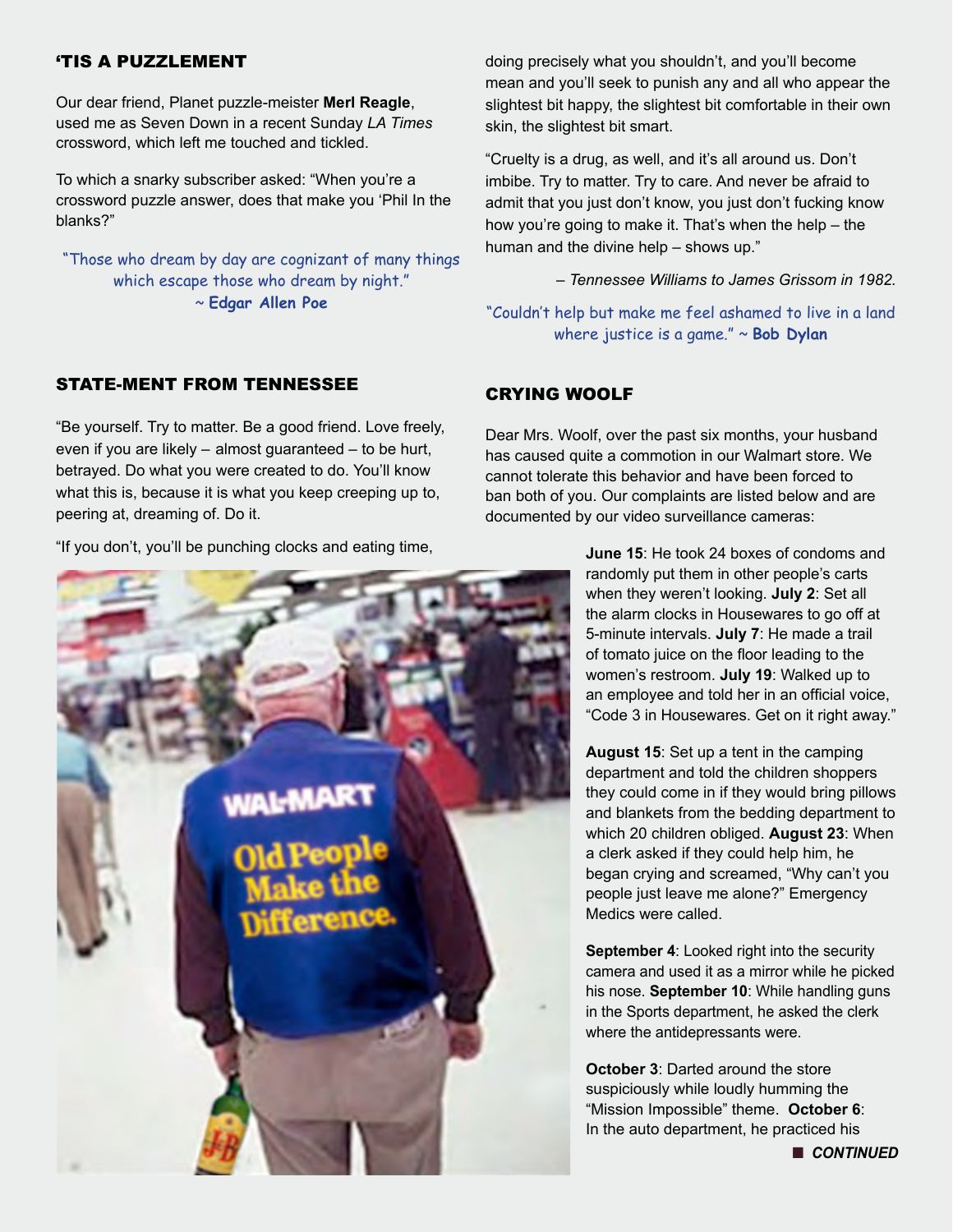## 'TIS A PUZZLEMENT

Our dear friend, Planet puzzle-meister **Merl Reagle**, used me as Seven Down in a recent Sunday *LA Times* crossword, which left me touched and tickled.

To which a snarky subscriber asked: "When you're a crossword puzzle answer, does that make you 'Phil In the blanks?"

"Those who dream by day are cognizant of many things which escape those who dream by night." ~ **Edgar Allen Poe**

## STATE-MENT FROM TENNESSEE

"Be yourself. Try to matter. Be a good friend. Love freely, even if you are likely – almost guaranteed – to be hurt, betrayed. Do what you were created to do. You'll know what this is, because it is what you keep creeping up to, peering at, dreaming of. Do it.

"If you don't, you'll be punching clocks and eating time, doing precisely what you shouldn't, and you'll become mean and you'll seek to punish any and all who appear the slightest bit happy, the slightest bit comfortable in their own skin, the slightest bit smart.

"Cruelty is a drug, as well, and it's all around us. Don't imbibe. Try to matter. Try to care. And never be afraid to admit that you just don't know, you just don't fucking know how you're going to make it. That's when the help – the human and the divine help – shows up."

*– Tennessee Williams to James Grissom in 1982.*

"Couldn't help but make me feel ashamed to live in a land where justice is a game." ~ **Bob Dylan**

## CRYING WOOLF

Dear Mrs. Woolf, over the past six months, your husband has caused quite a commotion in our Walmart store. We cannot tolerate this behavior and have been forced to ban both of you. Our complaints are listed below and are documented by our video surveillance cameras:

**June 15**: He took 24 boxes of condoms and randomly put them in other people's carts when they weren't looking. **July 2**: Set all the alarm clocks in Housewares to go off at 5-minute intervals. **July 7**: He made a trail of tomato juice on the floor leading to the women's restroom. **July 19**: Walked up to an employee and told her in an official voice, "Code 3 in Housewares. Get on it right away."

**August 15**: Set up a tent in the camping department and told the children shoppers they could come in if they would bring pillows and blankets from the bedding department to which 20 children obliged. **August 23**: When a clerk asked if they could help him, he began crying and screamed, "Why can't you people just leave me alone?" Emergency Medics were called.

**September 4**: Looked right into the security camera and used it as a mirror while he picked his nose. **September 10**: While handling guns in the Sports department, he asked the clerk where the antidepressants were.

**October 3**: Darted around the store suspiciously while loudly humming the "Mission Impossible" theme. **October 6**: In the auto department, he practiced his

■ ***CONTINUED***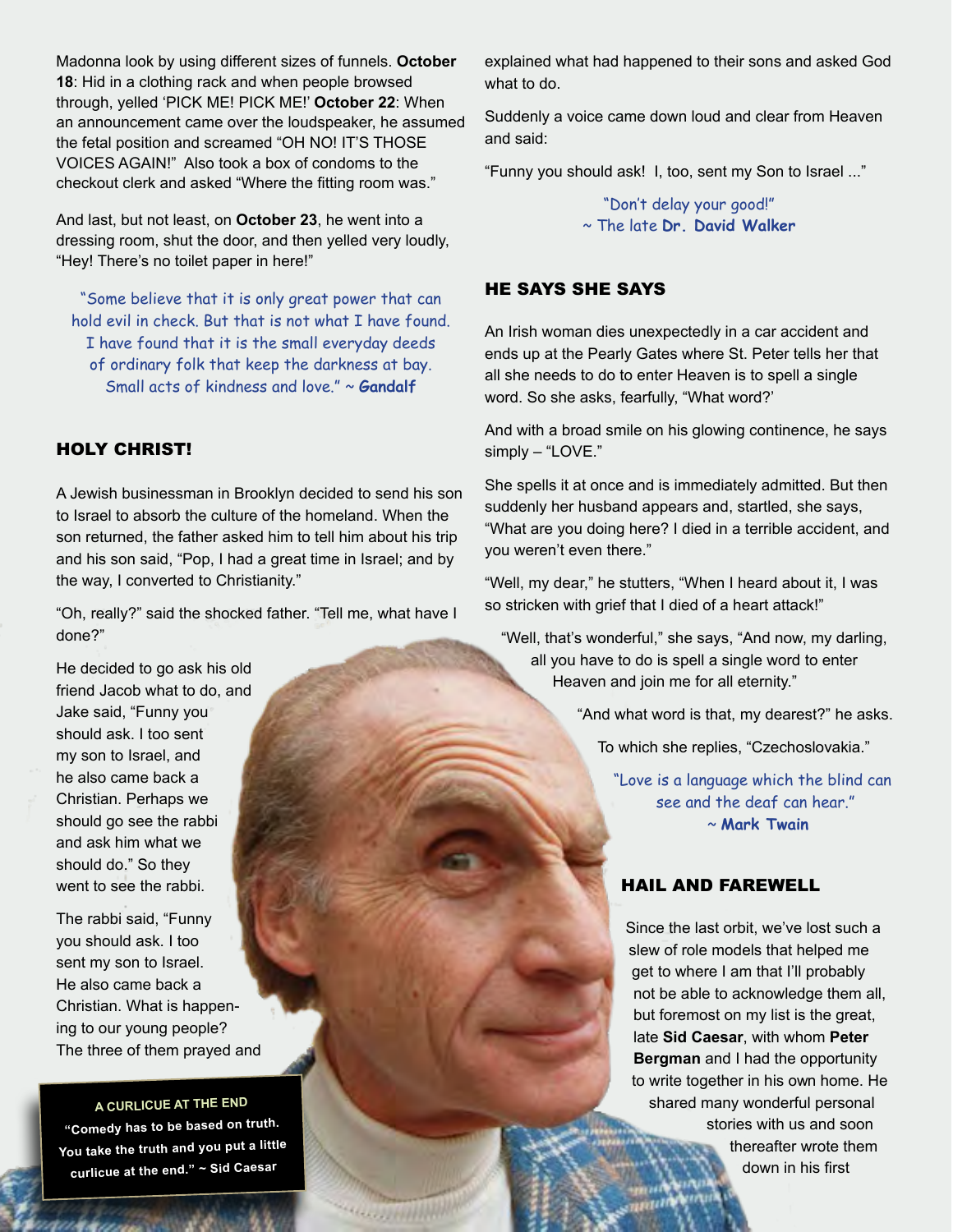Madonna look by using different sizes of funnels. **October 18**: Hid in a clothing rack and when people browsed through, yelled 'PICK ME! PICK ME!' **October 22**: When an announcement came over the loudspeaker, he assumed the fetal position and screamed "OH NO! IT'S THOSE VOICES AGAIN!" Also took a box of condoms to the checkout clerk and asked "Where the fitting room was."

And last, but not least, on **October 23**, he went into a dressing room, shut the door, and then yelled very loudly, "Hey! There's no toilet paper in here!"

"Some believe that it is only great power that can hold evil in check. But that is not what I have found. I have found that it is the small everyday deeds of ordinary folk that keep the darkness at bay. Small acts of kindness and love." ~ **Gandalf**

## HOLY CHRIST!

A Jewish businessman in Brooklyn decided to send his son to Israel to absorb the culture of the homeland. When the son returned, the father asked him to tell him about his trip and his son said, "Pop, I had a great time in Israel; and by the way, I converted to Christianity."

"Oh, really?" said the shocked father. "Tell me, what have I done?"

He decided to go ask his old friend Jacob what to do, and Jake said, "Funny you should ask. I too sent my son to Israel, and he also came back a Christian. Perhaps we should go see the rabbi and ask him what we should do." So they went to see the rabbi.

The rabbi said, "Funny you should ask. I too sent my son to Israel. He also came back a Christian. What is happening to our young people? The three of them prayed and explained what had happened to their sons and asked God what to do.

Suddenly a voice came down loud and clear from Heaven and said:

"Funny you should ask! I, too, sent my Son to Israel ..."

"Don't delay your good!"
~ The late **Dr. David Walker**

**A CURLICUE AT THE END**
**"Comedy has to be based on truth. You take the truth and you put a little curlicue at the end." ~ Sid Caesar**

## HE SAYS SHE SAYS

An Irish woman dies unexpectedly in a car accident and ends up at the Pearly Gates where St. Peter tells her that all she needs to do to enter Heaven is to spell a single word. So she asks, fearfully, "What word?'

And with a broad smile on his glowing continence, he says simply – "LOVE."

She spells it at once and is immediately admitted. But then suddenly her husband appears and, startled, she says, "What are you doing here? I died in a terrible accident, and you weren't even there."

"Well, my dear," he stutters, "When I heard about it, I was so stricken with grief that I died of a heart attack!"

"Well, that's wonderful," she says, "And now, my darling, all you have to do is spell a single word to enter Heaven and join me for all eternity."

"And what word is that, my dearest?" he asks.

To which she replies, "Czechoslovakia."

"Love is a language which the blind can see and the deaf can hear."
~ **Mark Twain**

## HAIL AND FAREWELL

Since the last orbit, we've lost such a slew of role models that helped me get to where I am that I'll probably not be able to acknowledge them all, but foremost on my list is the great, late **Sid Caesar**, with whom **Peter Bergman** and I had the opportunity to write together in his own home. He shared many wonderful personal stories with us and soon thereafter wrote them down in his first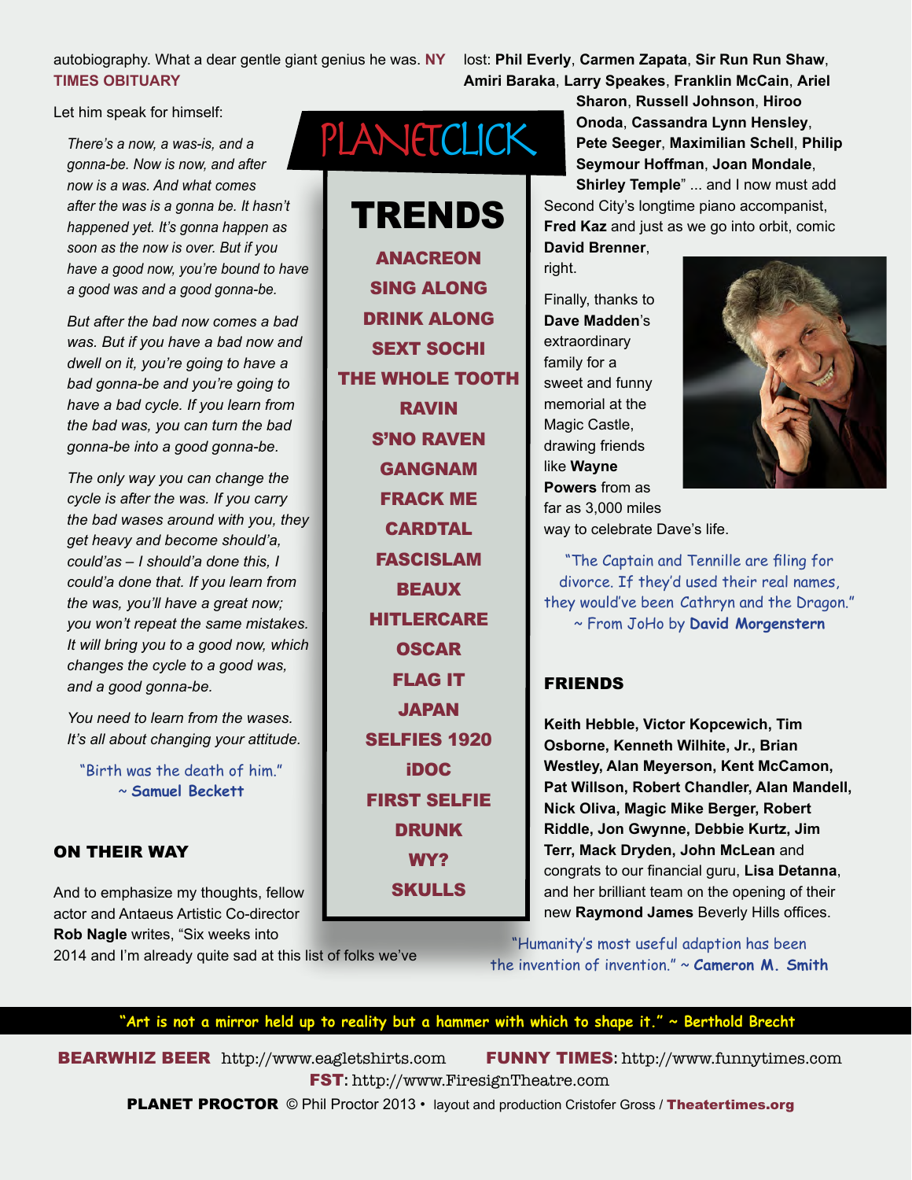autobiography. What a dear gentle giant genius he was. **NY TIMES OBITUARY**

Let him speak for himself:

*There's a now, a was-is, and a gonna-be. Now is now, and after now is a was. And what comes after the was is a gonna be. It hasn't happened yet. It's gonna happen as soon as the now is over. But if you have a good now, you're bound to have a good was and a good gonna-be.*

*But after the bad now comes a bad was. But if you have a bad now and dwell on it, you're going to have a bad gonna-be and you're going to have a bad cycle. If you learn from the bad was, you can turn the bad gonna-be into a good gonna-be.*

*The only way you can change the cycle is after the was. If you carry the bad wases around with you, they get heavy and become should'a, could'as – I should'a done this, I could'a done that. If you learn from the was, you'll have a great now; you won't repeat the same mistakes. It will bring you to a good now, which changes the cycle to a good was, and a good gonna-be.*

*You need to learn from the wases. It's all about changing your attitude.*

"Birth was the death of him."
~ **Samuel Beckett**

## ON THEIR WAY

And to emphasize my thoughts, fellow actor and Antaeus Artistic Co-director **Rob Nagle** writes, "Six weeks into 2014 and I'm already quite sad at this list of folks we've lost: **Phil Everly**, **Carmen Zapata**, **Sir Run Run Shaw**, **Amiri Baraka**, **Larry Speakes**, **Franklin McCain**, **Ariel Sharon**, **Russell Johnson**, **Hiroo Onoda**, **Cassandra Lynn Hensley**, **Pete Seeger**, **Maximilian Schell**, **Philip Seymour Hoffman**, **Joan Mondale**, **Shirley Temple**" ... and I now must add Second City's longtime piano accompanist, **Fred Kaz** and just as we go into orbit, comic **David Brenner**, right.

Finally, thanks to **Dave Madden**'s extraordinary family for a sweet and funny memorial at the Magic Castle, drawing friends like **Wayne Powers** from as far as 3,000 miles way to celebrate Dave's life.

"The Captain and Tennille are filing for divorce. If they'd used their real names, they would've been Cathryn and the Dragon."
~ From JoHo by **David Morgenstern**

## PLANETCLICK

## TRENDS

- ANACREON
- SING ALONG
- DRINK ALONG
- SEXT SOCHI
- THE WHOLE TOOTH
- RAVIN
- S'NO RAVEN
- GANGNAM
- FRACK ME
- CARDTAL
- FASCISLAM
- BEAUX
- HITLERCARE
- OSCAR
- FLAG IT
- JAPAN
- SELFIES 1920
- iDOC
- FIRST SELFIE
- DRUNK
- WY?
- SKULLS

## FRIENDS

**Keith Hebble, Victor Kopcewich, Tim Osborne, Kenneth Wilhite, Jr., Brian Westley, Alan Meyerson, Kent McCamon, Pat Willson, Robert Chandler, Alan Mandell, Nick Oliva, Magic Mike Berger, Robert Riddle, Jon Gwynne, Debbie Kurtz, Jim Terr, Mack Dryden, John McLean** and congrats to our financial guru, **Lisa Detanna**, and her brilliant team on the opening of their new **Raymond James** Beverly Hills offices.

"Humanity's most useful adaption has been the invention of invention." ~ **Cameron M. Smith**

**"Art is not a mirror held up to reality but a hammer with which to shape it." ~ Berthold Brecht**

**BEARWHIZ BEER** http://www.eagletshirts.com **FUNNY TIMES**: http://www.funnytimes.com
**FST**: http://www.FiresignTheatre.com

**PLANET PROCTOR** © Phil Proctor 2013 • layout and production Cristofer Gross / **Theatertimes.org**